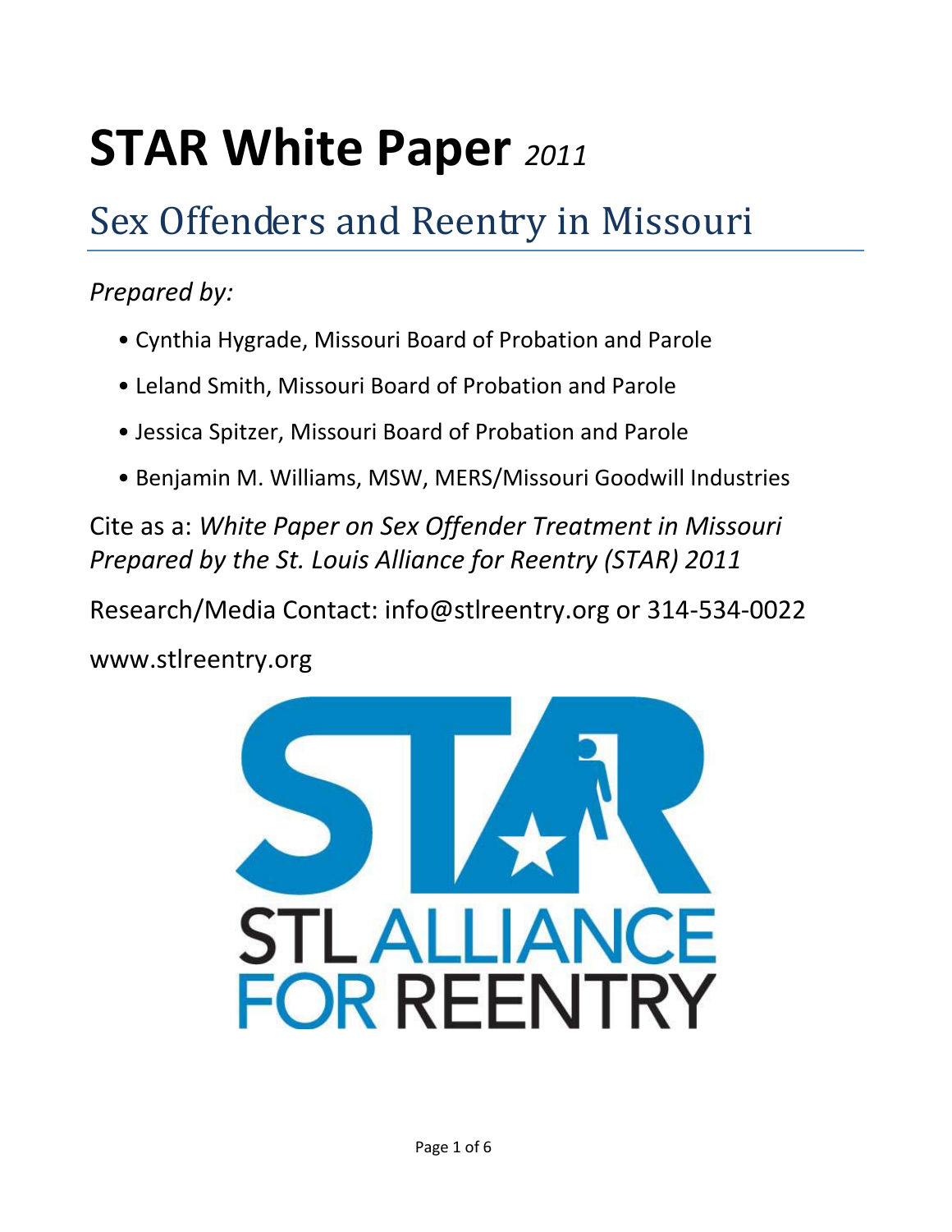# STAR White Paper *2011*

## Sex Offenders and Reentry in Missouri

*Prepared by:*

- Cynthia Hygrade, Missouri Board of Probation and Parole
- Leland Smith, Missouri Board of Probation and Parole
- Jessica Spitzer, Missouri Board of Probation and Parole
- Benjamin M. Williams, MSW, MERS/Missouri Goodwill Industries

Cite as a: *White Paper on Sex Offender Treatment in Missouri Prepared by the St. Louis Alliance for Reentry (STAR) 2011*

Research/Media Contact: info@stlreentry.org or 314-534-0022

www.stlreentry.org

STL ALLIANCE FOR REENTRY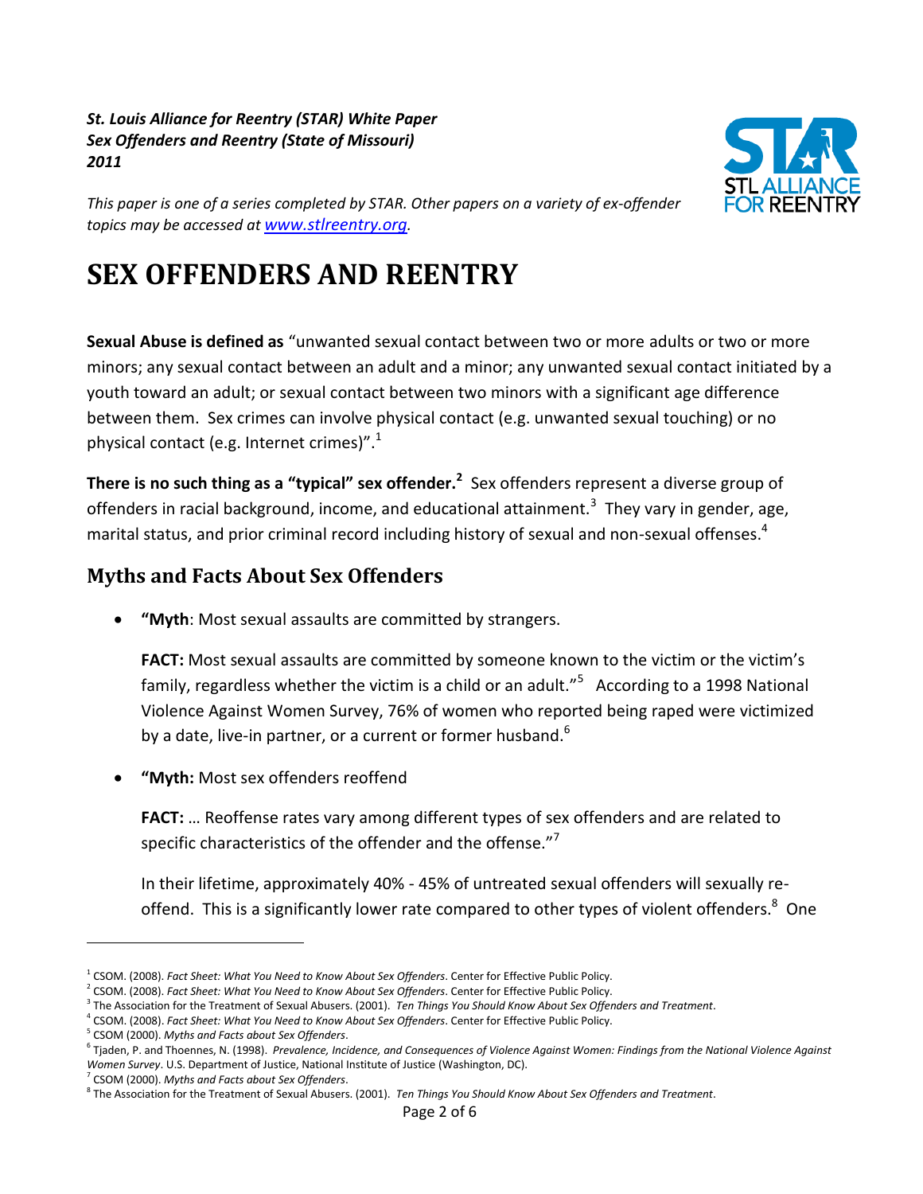*St. Louis Alliance for Reentry (STAR) White Paper*
*Sex Offenders and Reentry (State of Missouri)*
*2011*

*This paper is one of a series completed by STAR. Other papers on a variety of ex-offender topics may be accessed at www.stlreentry.org.*

# SEX OFFENDERS AND REENTRY

**Sexual Abuse is defined as** "unwanted sexual contact between two or more adults or two or more minors; any sexual contact between an adult and a minor; any unwanted sexual contact initiated by a youth toward an adult; or sexual contact between two minors with a significant age difference between them. Sex crimes can involve physical contact (e.g. unwanted sexual touching) or no physical contact (e.g. Internet crimes)".[1]

**There is no such thing as a "typical" sex offender.[2]** Sex offenders represent a diverse group of offenders in racial background, income, and educational attainment.[3] They vary in gender, age, marital status, and prior criminal record including history of sexual and non-sexual offenses.[4]

## Myths and Facts About Sex Offenders

- **"Myth**: Most sexual assaults are committed by strangers.

  **FACT:** Most sexual assaults are committed by someone known to the victim or the victim's family, regardless whether the victim is a child or an adult."[5] According to a 1998 National Violence Against Women Survey, 76% of women who reported being raped were victimized by a date, live-in partner, or a current or former husband.[6]

- **"Myth:** Most sex offenders reoffend

  **FACT:** … Reoffense rates vary among different types of sex offenders and are related to specific characteristics of the offender and the offense."[7]

  In their lifetime, approximately 40% - 45% of untreated sexual offenders will sexually re-offend. This is a significantly lower rate compared to other types of violent offenders.[8] One

---

[1] CSOM. (2008). *Fact Sheet: What You Need to Know About Sex Offenders*. Center for Effective Public Policy.
[2] CSOM. (2008). *Fact Sheet: What You Need to Know About Sex Offenders*. Center for Effective Public Policy.
[3] The Association for the Treatment of Sexual Abusers. (2001). *Ten Things You Should Know About Sex Offenders and Treatment*.
[4] CSOM. (2008). *Fact Sheet: What You Need to Know About Sex Offenders*. Center for Effective Public Policy.
[5] CSOM (2000). *Myths and Facts about Sex Offenders*.
[6] Tjaden, P. and Thoennes, N. (1998). *Prevalence, Incidence, and Consequences of Violence Against Women: Findings from the National Violence Against Women Survey*. U.S. Department of Justice, National Institute of Justice (Washington, DC).
[7] CSOM (2000). *Myths and Facts about Sex Offenders*.
[8] The Association for the Treatment of Sexual Abusers. (2001). *Ten Things You Should Know About Sex Offenders and Treatment*.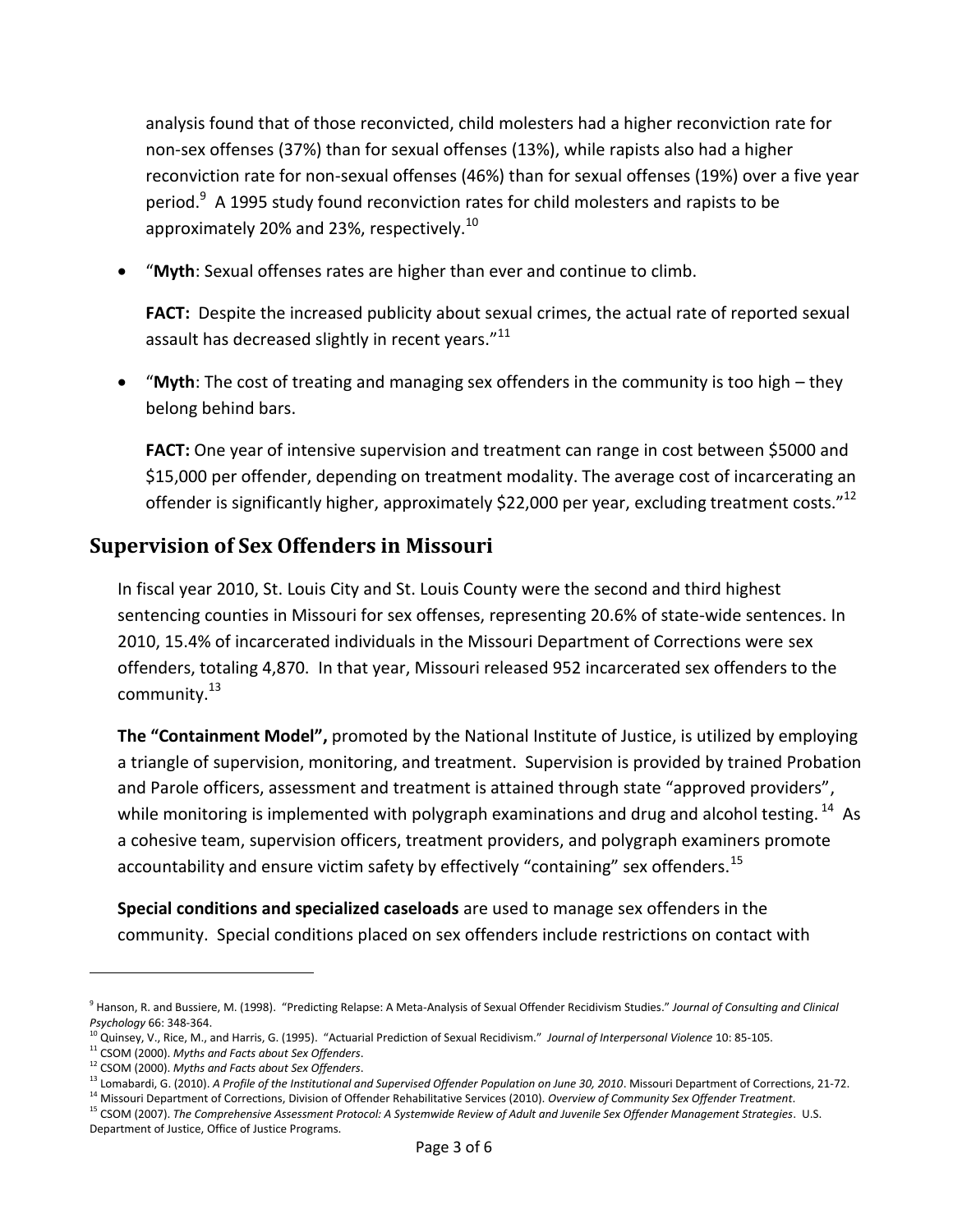analysis found that of those reconvicted, child molesters had a higher reconviction rate for non-sex offenses (37%) than for sexual offenses (13%), while rapists also had a higher reconviction rate for non-sexual offenses (46%) than for sexual offenses (19%) over a five year period.[9] A 1995 study found reconviction rates for child molesters and rapists to be approximately 20% and 23%, respectively.[10]

- "**Myth**: Sexual offenses rates are higher than ever and continue to climb.

  **FACT:** Despite the increased publicity about sexual crimes, the actual rate of reported sexual assault has decreased slightly in recent years."[11]

- "**Myth**: The cost of treating and managing sex offenders in the community is too high – they belong behind bars.

  **FACT:** One year of intensive supervision and treatment can range in cost between $5000 and $15,000 per offender, depending on treatment modality. The average cost of incarcerating an offender is significantly higher, approximately $22,000 per year, excluding treatment costs."[12]

## Supervision of Sex Offenders in Missouri

In fiscal year 2010, St. Louis City and St. Louis County were the second and third highest sentencing counties in Missouri for sex offenses, representing 20.6% of state-wide sentences. In 2010, 15.4% of incarcerated individuals in the Missouri Department of Corrections were sex offenders, totaling 4,870. In that year, Missouri released 952 incarcerated sex offenders to the community.[13]

**The "Containment Model",** promoted by the National Institute of Justice, is utilized by employing a triangle of supervision, monitoring, and treatment. Supervision is provided by trained Probation and Parole officers, assessment and treatment is attained through state "approved providers", while monitoring is implemented with polygraph examinations and drug and alcohol testing.[14] As a cohesive team, supervision officers, treatment providers, and polygraph examiners promote accountability and ensure victim safety by effectively "containing" sex offenders.[15]

**Special conditions and specialized caseloads** are used to manage sex offenders in the community. Special conditions placed on sex offenders include restrictions on contact with

---

[9] Hanson, R. and Bussiere, M. (1998). "Predicting Relapse: A Meta-Analysis of Sexual Offender Recidivism Studies." *Journal of Consulting and Clinical Psychology* 66: 348-364.

[10] Quinsey, V., Rice, M., and Harris, G. (1995). "Actuarial Prediction of Sexual Recidivism." *Journal of Interpersonal Violence* 10: 85-105.

[11] CSOM (2000). *Myths and Facts about Sex Offenders*.

[12] CSOM (2000). *Myths and Facts about Sex Offenders*.

[13] Lomabardi, G. (2010). *A Profile of the Institutional and Supervised Offender Population on June 30, 2010*. Missouri Department of Corrections, 21-72.

[14] Missouri Department of Corrections, Division of Offender Rehabilitative Services (2010). *Overview of Community Sex Offender Treatment*.

[15] CSOM (2007). *The Comprehensive Assessment Protocol: A Systemwide Review of Adult and Juvenile Sex Offender Management Strategies*. U.S. Department of Justice, Office of Justice Programs.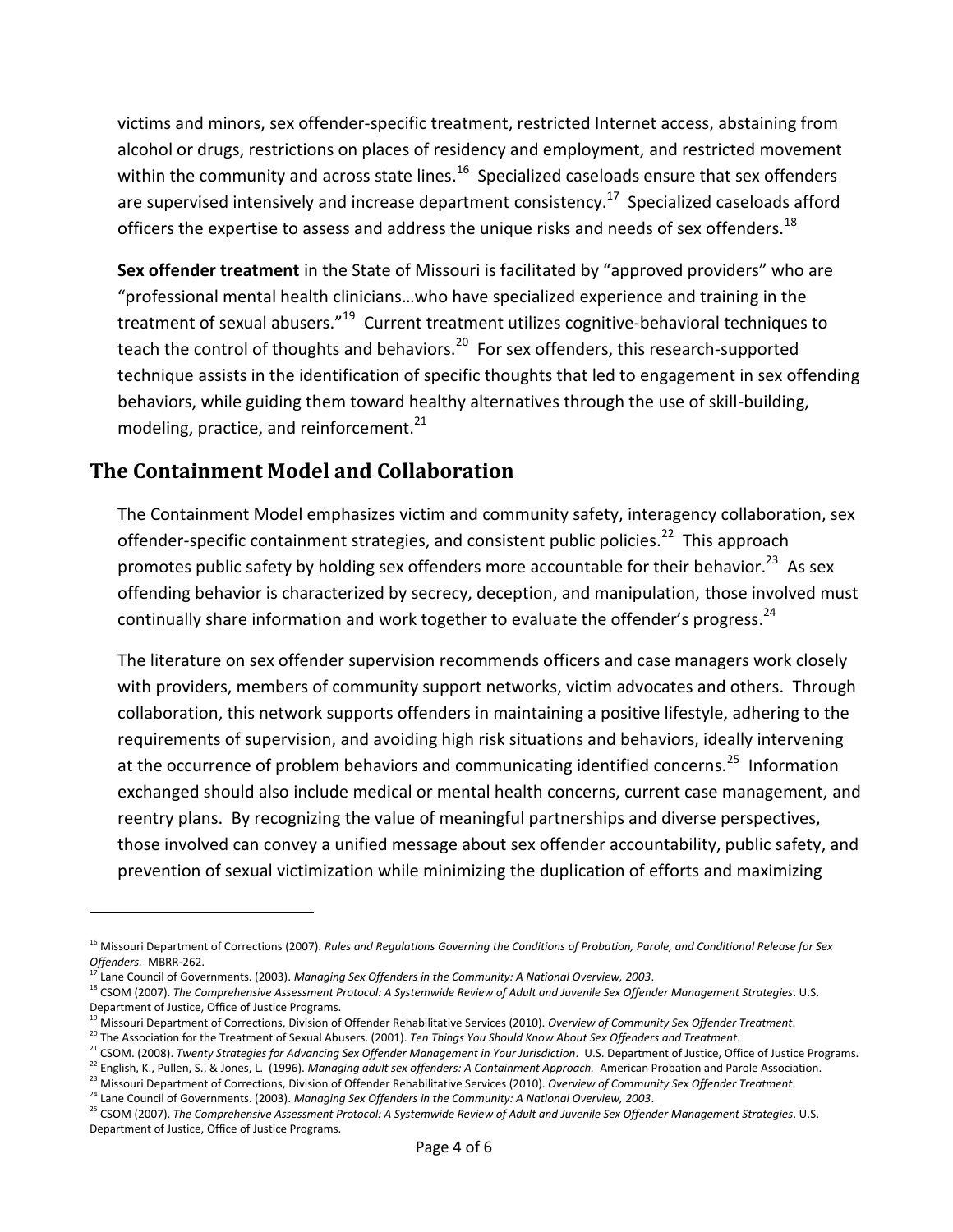victims and minors, sex offender-specific treatment, restricted Internet access, abstaining from alcohol or drugs, restrictions on places of residency and employment, and restricted movement within the community and across state lines.[16] Specialized caseloads ensure that sex offenders are supervised intensively and increase department consistency.[17] Specialized caseloads afford officers the expertise to assess and address the unique risks and needs of sex offenders.[18]

**Sex offender treatment** in the State of Missouri is facilitated by "approved providers" who are "professional mental health clinicians…who have specialized experience and training in the treatment of sexual abusers."[19] Current treatment utilizes cognitive-behavioral techniques to teach the control of thoughts and behaviors.[20] For sex offenders, this research-supported technique assists in the identification of specific thoughts that led to engagement in sex offending behaviors, while guiding them toward healthy alternatives through the use of skill-building, modeling, practice, and reinforcement.[21]

## The Containment Model and Collaboration

The Containment Model emphasizes victim and community safety, interagency collaboration, sex offender-specific containment strategies, and consistent public policies.[22] This approach promotes public safety by holding sex offenders more accountable for their behavior.[23] As sex offending behavior is characterized by secrecy, deception, and manipulation, those involved must continually share information and work together to evaluate the offender's progress.[24]

The literature on sex offender supervision recommends officers and case managers work closely with providers, members of community support networks, victim advocates and others. Through collaboration, this network supports offenders in maintaining a positive lifestyle, adhering to the requirements of supervision, and avoiding high risk situations and behaviors, ideally intervening at the occurrence of problem behaviors and communicating identified concerns.[25] Information exchanged should also include medical or mental health concerns, current case management, and reentry plans. By recognizing the value of meaningful partnerships and diverse perspectives, those involved can convey a unified message about sex offender accountability, public safety, and prevention of sexual victimization while minimizing the duplication of efforts and maximizing

---

[16] Missouri Department of Corrections (2007). *Rules and Regulations Governing the Conditions of Probation, Parole, and Conditional Release for Sex Offenders.* MBRR-262.

[17] Lane Council of Governments. (2003). *Managing Sex Offenders in the Community: A National Overview, 2003*.

[18] CSOM (2007). *The Comprehensive Assessment Protocol: A Systemwide Review of Adult and Juvenile Sex Offender Management Strategies*. U.S. Department of Justice, Office of Justice Programs.

[19] Missouri Department of Corrections, Division of Offender Rehabilitative Services (2010). *Overview of Community Sex Offender Treatment*.

[20] The Association for the Treatment of Sexual Abusers. (2001). *Ten Things You Should Know About Sex Offenders and Treatment*.

[21] CSOM. (2008). *Twenty Strategies for Advancing Sex Offender Management in Your Jurisdiction*. U.S. Department of Justice, Office of Justice Programs.

[22] English, K., Pullen, S., & Jones, L. (1996). *Managing adult sex offenders: A Containment Approach.* American Probation and Parole Association.

[23] Missouri Department of Corrections, Division of Offender Rehabilitative Services (2010). *Overview of Community Sex Offender Treatment*.

[24] Lane Council of Governments. (2003). *Managing Sex Offenders in the Community: A National Overview, 2003*.

[25] CSOM (2007). *The Comprehensive Assessment Protocol: A Systemwide Review of Adult and Juvenile Sex Offender Management Strategies*. U.S. Department of Justice, Office of Justice Programs.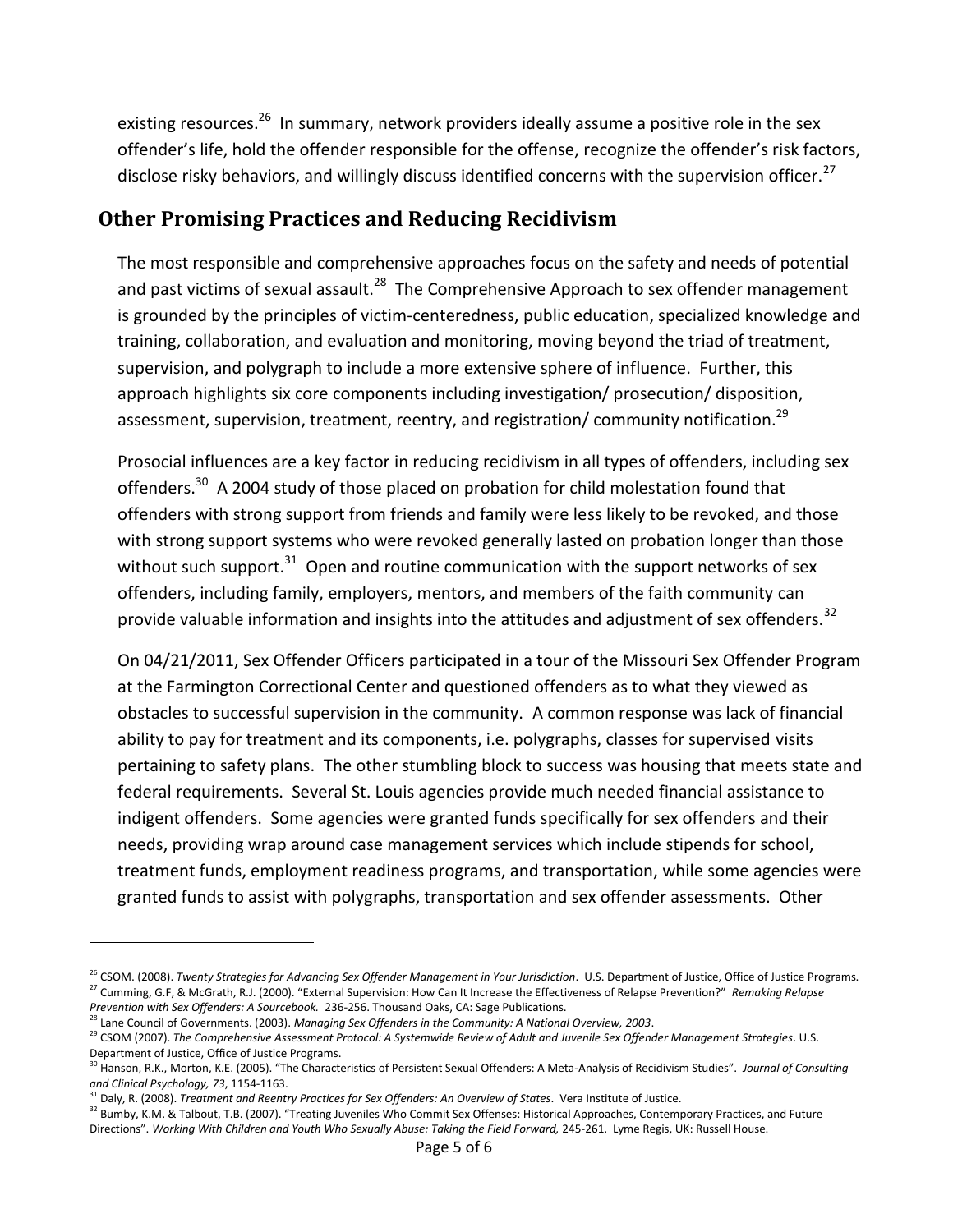existing resources.[26] In summary, network providers ideally assume a positive role in the sex offender's life, hold the offender responsible for the offense, recognize the offender's risk factors, disclose risky behaviors, and willingly discuss identified concerns with the supervision officer.[27]

## Other Promising Practices and Reducing Recidivism

The most responsible and comprehensive approaches focus on the safety and needs of potential and past victims of sexual assault.[28] The Comprehensive Approach to sex offender management is grounded by the principles of victim-centeredness, public education, specialized knowledge and training, collaboration, and evaluation and monitoring, moving beyond the triad of treatment, supervision, and polygraph to include a more extensive sphere of influence. Further, this approach highlights six core components including investigation/ prosecution/ disposition, assessment, supervision, treatment, reentry, and registration/ community notification.[29]

Prosocial influences are a key factor in reducing recidivism in all types of offenders, including sex offenders.[30] A 2004 study of those placed on probation for child molestation found that offenders with strong support from friends and family were less likely to be revoked, and those with strong support systems who were revoked generally lasted on probation longer than those without such support.[31] Open and routine communication with the support networks of sex offenders, including family, employers, mentors, and members of the faith community can provide valuable information and insights into the attitudes and adjustment of sex offenders.[32]

On 04/21/2011, Sex Offender Officers participated in a tour of the Missouri Sex Offender Program at the Farmington Correctional Center and questioned offenders as to what they viewed as obstacles to successful supervision in the community. A common response was lack of financial ability to pay for treatment and its components, i.e. polygraphs, classes for supervised visits pertaining to safety plans. The other stumbling block to success was housing that meets state and federal requirements. Several St. Louis agencies provide much needed financial assistance to indigent offenders. Some agencies were granted funds specifically for sex offenders and their needs, providing wrap around case management services which include stipends for school, treatment funds, employment readiness programs, and transportation, while some agencies were granted funds to assist with polygraphs, transportation and sex offender assessments. Other

---

[26] CSOM. (2008). *Twenty Strategies for Advancing Sex Offender Management in Your Jurisdiction*. U.S. Department of Justice, Office of Justice Programs.

[27] Cumming, G.F, & McGrath, R.J. (2000). "External Supervision: How Can It Increase the Effectiveness of Relapse Prevention?" *Remaking Relapse Prevention with Sex Offenders: A Sourcebook.* 236-256. Thousand Oaks, CA: Sage Publications.

[28] Lane Council of Governments. (2003). *Managing Sex Offenders in the Community: A National Overview, 2003*.

[29] CSOM (2007). *The Comprehensive Assessment Protocol: A Systemwide Review of Adult and Juvenile Sex Offender Management Strategies*. U.S. Department of Justice, Office of Justice Programs.

[30] Hanson, R.K., Morton, K.E. (2005). "The Characteristics of Persistent Sexual Offenders: A Meta-Analysis of Recidivism Studies". *Journal of Consulting and Clinical Psychology, 73*, 1154-1163.

[31] Daly, R. (2008). *Treatment and Reentry Practices for Sex Offenders: An Overview of States*. Vera Institute of Justice.

[32] Bumby, K.M. & Talbout, T.B. (2007). "Treating Juveniles Who Commit Sex Offenses: Historical Approaches, Contemporary Practices, and Future Directions". *Working With Children and Youth Who Sexually Abuse: Taking the Field Forward,* 245-261. Lyme Regis, UK: Russell House.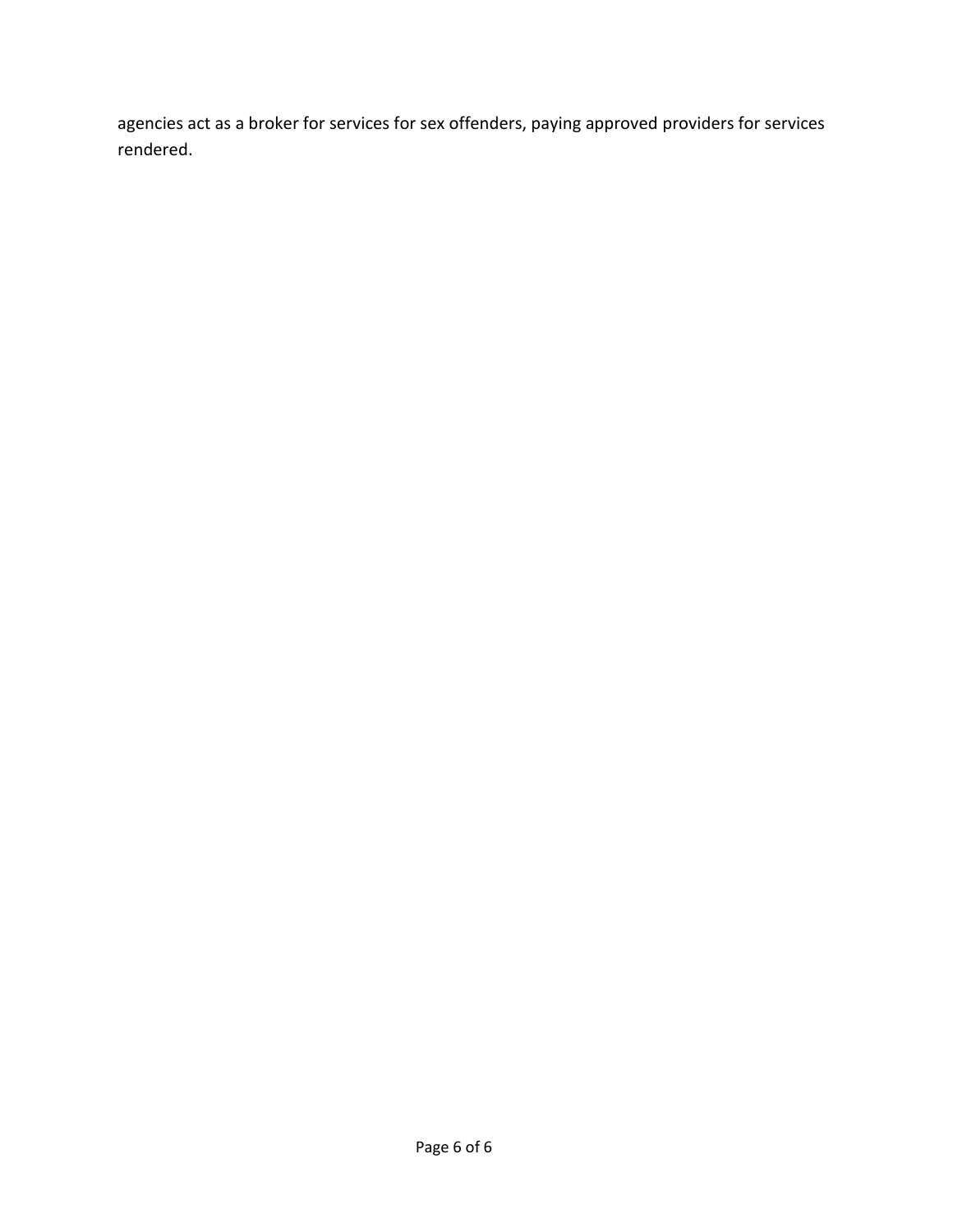agencies act as a broker for services for sex offenders, paying approved providers for services rendered.